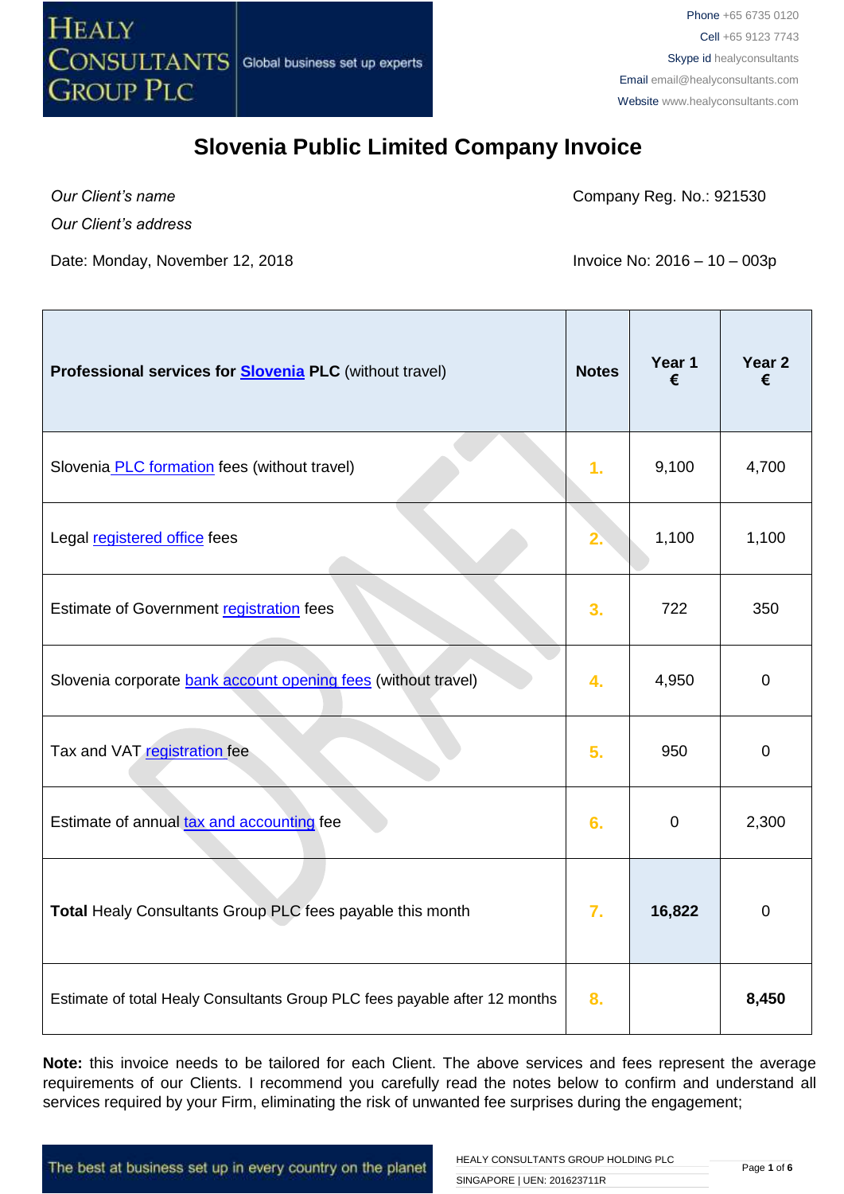# Slovenia Public Limited Company Invoice

*Our Client's name*

*Our Client's address*

Company Reg. No.: 921530

Date: Monday, November 12, 2018

Invoice No: 2016 – 10 – 003p

| **Professional services for Slovenia PLC** (without travel) | **Notes** | **Year 1 €** | **Year 2 €** |
|---|---|---|---|
| Slovenia PLC formation fees (without travel) | 1. | 9,100 | 4,700 |
| Legal registered office fees | 2. | 1,100 | 1,100 |
| Estimate of Government registration fees | 3. | 722 | 350 |
| Slovenia corporate bank account opening fees (without travel) | 4. | 4,950 | 0 |
| Tax and VAT registration fee | 5. | 950 | 0 |
| Estimate of annual tax and accounting fee | 6. | 0 | 2,300 |
| **Total** Healy Consultants Group PLC fees payable this month | 7. | **16,822** | 0 |
| Estimate of total Healy Consultants Group PLC fees payable after 12 months | 8. | | **8,450** |

**Note:** this invoice needs to be tailored for each Client. The above services and fees represent the average requirements of our Clients. I recommend you carefully read the notes below to confirm and understand all services required by your Firm, eliminating the risk of unwanted fee surprises during the engagement;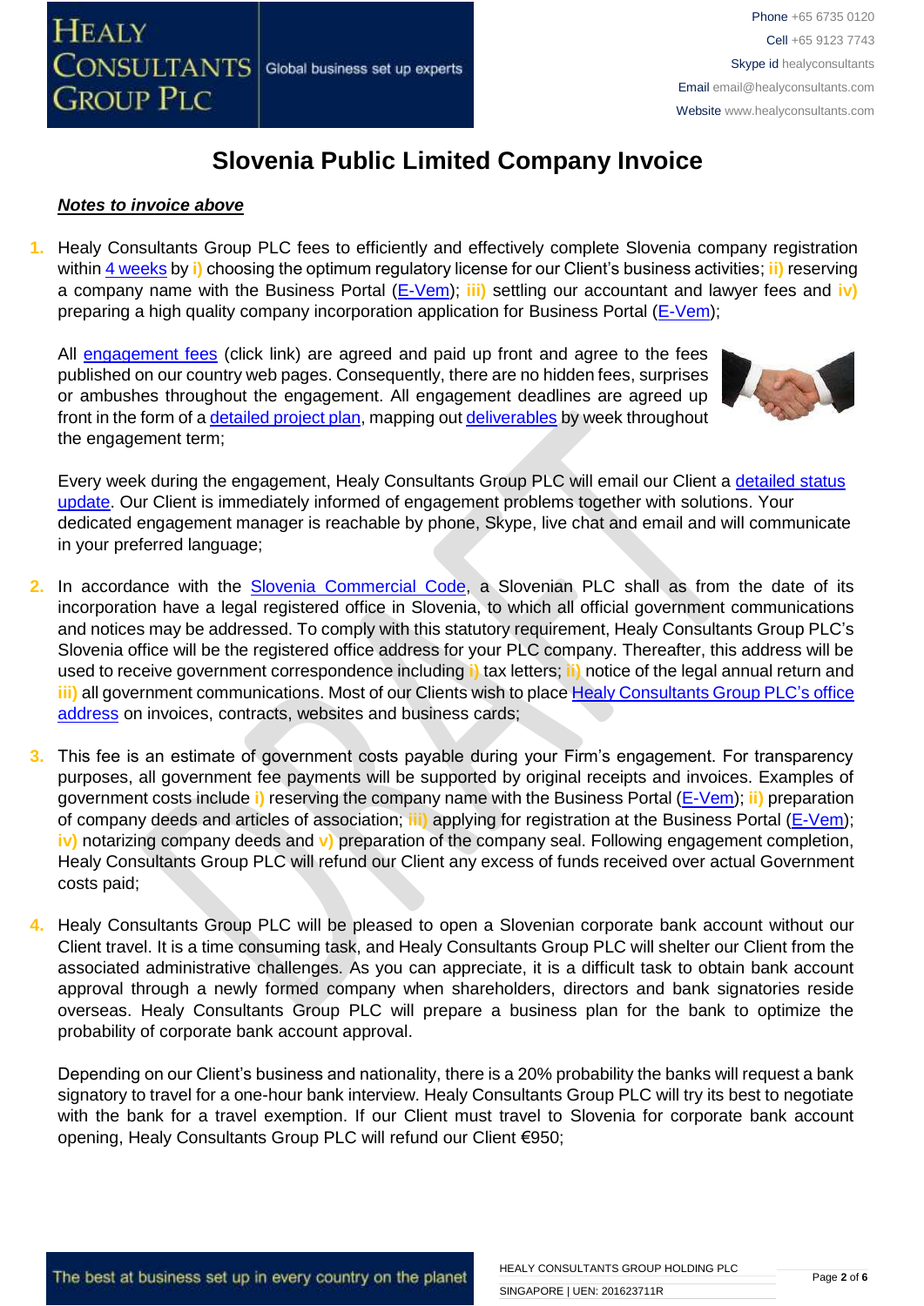# Slovenia Public Limited Company Invoice

***Notes to invoice above***

1. Healy Consultants Group PLC fees to efficiently and effectively complete Slovenia company registration within 4 weeks by **i)** choosing the optimum regulatory license for our Client's business activities; **ii)** reserving a company name with the Business Portal (E-Vem); **iii)** settling our accountant and lawyer fees and **iv)** preparing a high quality company incorporation application for Business Portal (E-Vem);

   All engagement fees (click link) are agreed and paid up front and agree to the fees published on our country web pages. Consequently, there are no hidden fees, surprises or ambushes throughout the engagement. All engagement deadlines are agreed up front in the form of a detailed project plan, mapping out deliverables by week throughout the engagement term;

   Every week during the engagement, Healy Consultants Group PLC will email our Client a detailed status update. Our Client is immediately informed of engagement problems together with solutions. Your dedicated engagement manager is reachable by phone, Skype, live chat and email and will communicate in your preferred language;

2. In accordance with the Slovenia Commercial Code, a Slovenian PLC shall as from the date of its incorporation have a legal registered office in Slovenia, to which all official government communications and notices may be addressed. To comply with this statutory requirement, Healy Consultants Group PLC's Slovenia office will be the registered office address for your PLC company. Thereafter, this address will be used to receive government correspondence including **i)** tax letters; **ii)** notice of the legal annual return and **iii)** all government communications. Most of our Clients wish to place Healy Consultants Group PLC's office address on invoices, contracts, websites and business cards;

3. This fee is an estimate of government costs payable during your Firm's engagement. For transparency purposes, all government fee payments will be supported by original receipts and invoices. Examples of government costs include **i)** reserving the company name with the Business Portal (E-Vem); **ii)** preparation of company deeds and articles of association; **iii)** applying for registration at the Business Portal (E-Vem); **iv)** notarizing company deeds and **v)** preparation of the company seal. Following engagement completion, Healy Consultants Group PLC will refund our Client any excess of funds received over actual Government costs paid;

4. Healy Consultants Group PLC will be pleased to open a Slovenian corporate bank account without our Client travel. It is a time consuming task, and Healy Consultants Group PLC will shelter our Client from the associated administrative challenges. As you can appreciate, it is a difficult task to obtain bank account approval through a newly formed company when shareholders, directors and bank signatories reside overseas. Healy Consultants Group PLC will prepare a business plan for the bank to optimize the probability of corporate bank account approval.

   Depending on our Client's business and nationality, there is a 20% probability the banks will request a bank signatory to travel for a one-hour bank interview. Healy Consultants Group PLC will try its best to negotiate with the bank for a travel exemption. If our Client must travel to Slovenia for corporate bank account opening, Healy Consultants Group PLC will refund our Client €950;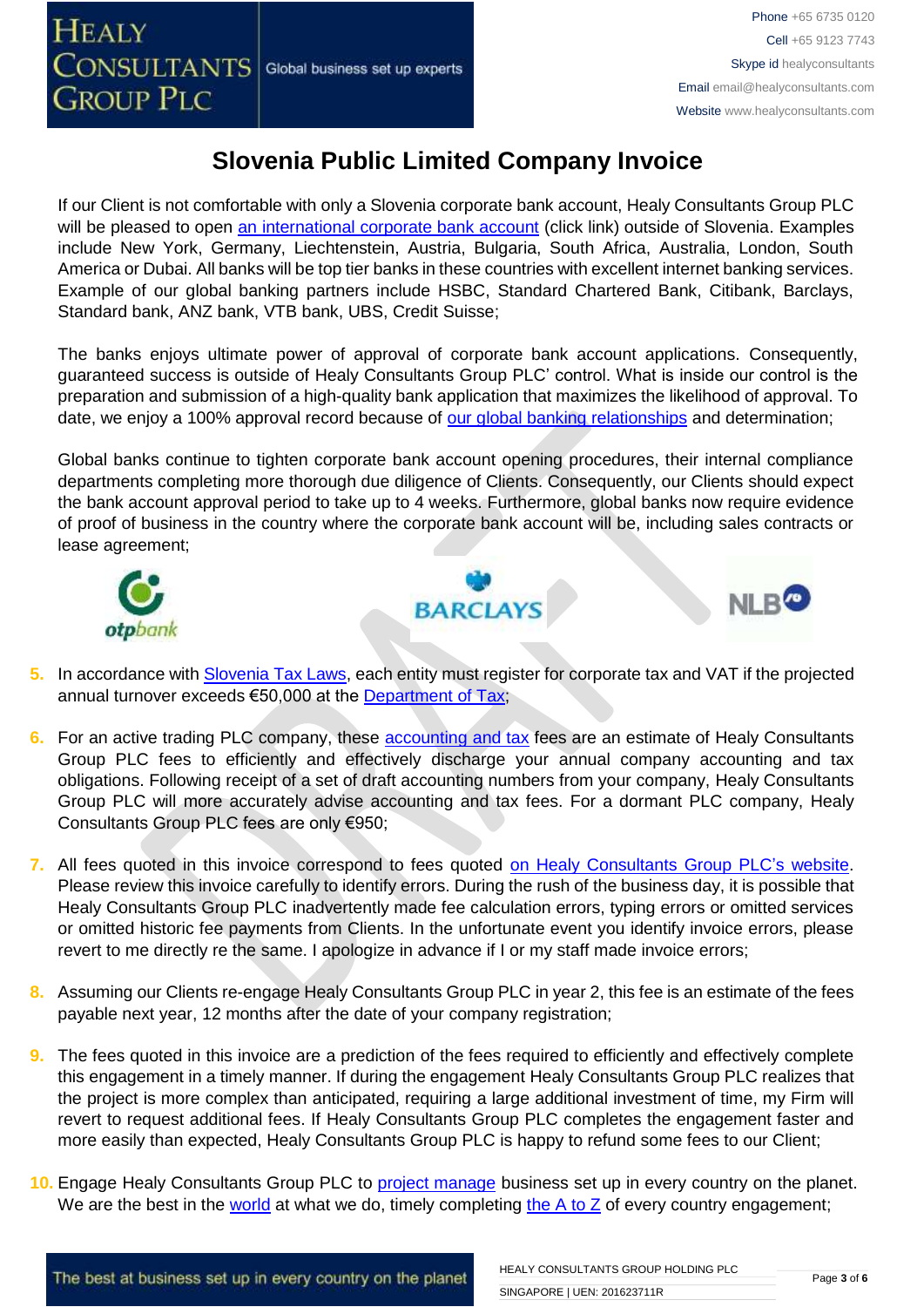# Slovenia Public Limited Company Invoice

If our Client is not comfortable with only a Slovenia corporate bank account, Healy Consultants Group PLC will be pleased to open an international corporate bank account (click link) outside of Slovenia. Examples include New York, Germany, Liechtenstein, Austria, Bulgaria, South Africa, Australia, London, South America or Dubai. All banks will be top tier banks in these countries with excellent internet banking services. Example of our global banking partners include HSBC, Standard Chartered Bank, Citibank, Barclays, Standard bank, ANZ bank, VTB bank, UBS, Credit Suisse;

The banks enjoys ultimate power of approval of corporate bank account applications. Consequently, guaranteed success is outside of Healy Consultants Group PLC' control. What is inside our control is the preparation and submission of a high-quality bank application that maximizes the likelihood of approval. To date, we enjoy a 100% approval record because of our global banking relationships and determination;

Global banks continue to tighten corporate bank account opening procedures, their internal compliance departments completing more thorough due diligence of Clients. Consequently, our Clients should expect the bank account approval period to take up to 4 weeks. Furthermore, global banks now require evidence of proof of business in the country where the corporate bank account will be, including sales contracts or lease agreement;

5. In accordance with Slovenia Tax Laws, each entity must register for corporate tax and VAT if the projected annual turnover exceeds €50,000 at the Department of Tax;

6. For an active trading PLC company, these accounting and tax fees are an estimate of Healy Consultants Group PLC fees to efficiently and effectively discharge your annual company accounting and tax obligations. Following receipt of a set of draft accounting numbers from your company, Healy Consultants Group PLC will more accurately advise accounting and tax fees. For a dormant PLC company, Healy Consultants Group PLC fees are only €950;

7. All fees quoted in this invoice correspond to fees quoted on Healy Consultants Group PLC's website. Please review this invoice carefully to identify errors. During the rush of the business day, it is possible that Healy Consultants Group PLC inadvertently made fee calculation errors, typing errors or omitted services or omitted historic fee payments from Clients. In the unfortunate event you identify invoice errors, please revert to me directly re the same. I apologize in advance if I or my staff made invoice errors;

8. Assuming our Clients re-engage Healy Consultants Group PLC in year 2, this fee is an estimate of the fees payable next year, 12 months after the date of your company registration;

9. The fees quoted in this invoice are a prediction of the fees required to efficiently and effectively complete this engagement in a timely manner. If during the engagement Healy Consultants Group PLC realizes that the project is more complex than anticipated, requiring a large additional investment of time, my Firm will revert to request additional fees. If Healy Consultants Group PLC completes the engagement faster and more easily than expected, Healy Consultants Group PLC is happy to refund some fees to our Client;

10. Engage Healy Consultants Group PLC to project manage business set up in every country on the planet. We are the best in the world at what we do, timely completing the A to Z of every country engagement;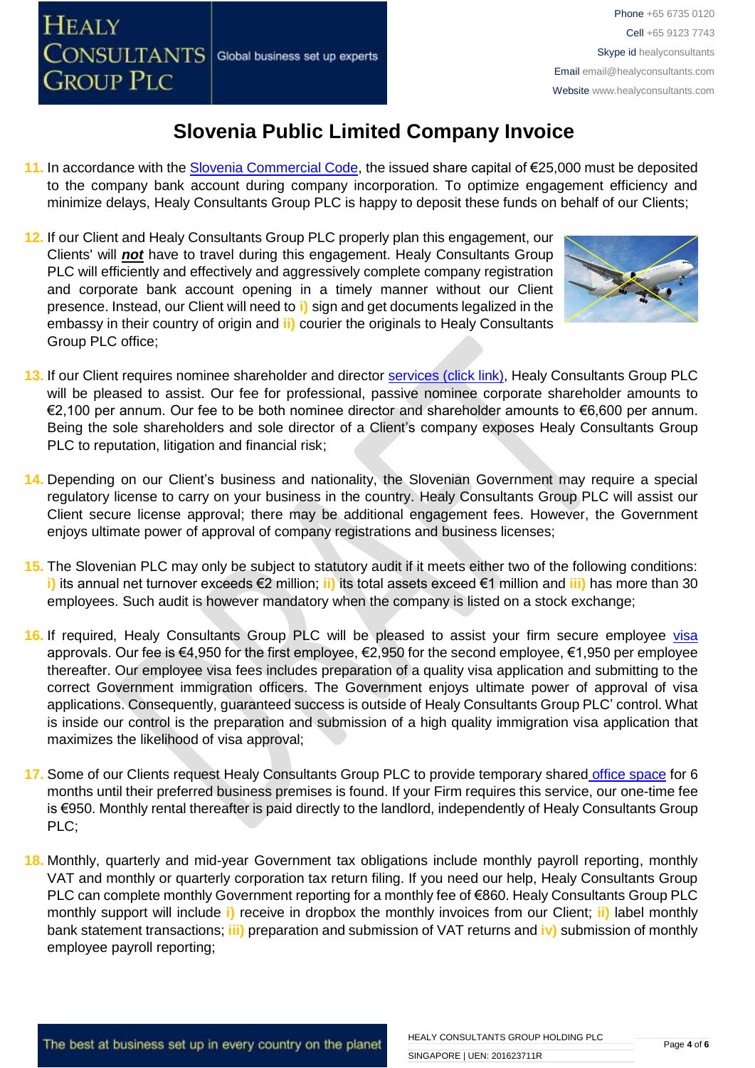# Slovenia Public Limited Company Invoice

11. In accordance with the Slovenia Commercial Code, the issued share capital of €25,000 must be deposited to the company bank account during company incorporation. To optimize engagement efficiency and minimize delays, Healy Consultants Group PLC is happy to deposit these funds on behalf of our Clients;

12. If our Client and Healy Consultants Group PLC properly plan this engagement, our Clients' will ***not*** have to travel during this engagement. Healy Consultants Group PLC will efficiently and effectively and aggressively complete company registration and corporate bank account opening in a timely manner without our Client presence. Instead, our Client will need to i) sign and get documents legalized in the embassy in their country of origin and ii) courier the originals to Healy Consultants Group PLC office;

13. If our Client requires nominee shareholder and director services (click link), Healy Consultants Group PLC will be pleased to assist. Our fee for professional, passive nominee corporate shareholder amounts to €2,100 per annum. Our fee to be both nominee director and shareholder amounts to €6,600 per annum. Being the sole shareholders and sole director of a Client's company exposes Healy Consultants Group PLC to reputation, litigation and financial risk;

14. Depending on our Client's business and nationality, the Slovenian Government may require a special regulatory license to carry on your business in the country. Healy Consultants Group PLC will assist our Client secure license approval; there may be additional engagement fees. However, the Government enjoys ultimate power of approval of company registrations and business licenses;

15. The Slovenian PLC may only be subject to statutory audit if it meets either two of the following conditions: i) its annual net turnover exceeds €2 million; ii) its total assets exceed €1 million and iii) has more than 30 employees. Such audit is however mandatory when the company is listed on a stock exchange;

16. If required, Healy Consultants Group PLC will be pleased to assist your firm secure employee visa approvals. Our fee is €4,950 for the first employee, €2,950 for the second employee, €1,950 per employee thereafter. Our employee visa fees includes preparation of a quality visa application and submitting to the correct Government immigration officers. The Government enjoys ultimate power of approval of visa applications. Consequently, guaranteed success is outside of Healy Consultants Group PLC' control. What is inside our control is the preparation and submission of a high quality immigration visa application that maximizes the likelihood of visa approval;

17. Some of our Clients request Healy Consultants Group PLC to provide temporary shared office space for 6 months until their preferred business premises is found. If your Firm requires this service, our one-time fee is €950. Monthly rental thereafter is paid directly to the landlord, independently of Healy Consultants Group PLC;

18. Monthly, quarterly and mid-year Government tax obligations include monthly payroll reporting, monthly VAT and monthly or quarterly corporation tax return filing. If you need our help, Healy Consultants Group PLC can complete monthly Government reporting for a monthly fee of €860. Healy Consultants Group PLC monthly support will include i) receive in dropbox the monthly invoices from our Client; ii) label monthly bank statement transactions; iii) preparation and submission of VAT returns and iv) submission of monthly employee payroll reporting;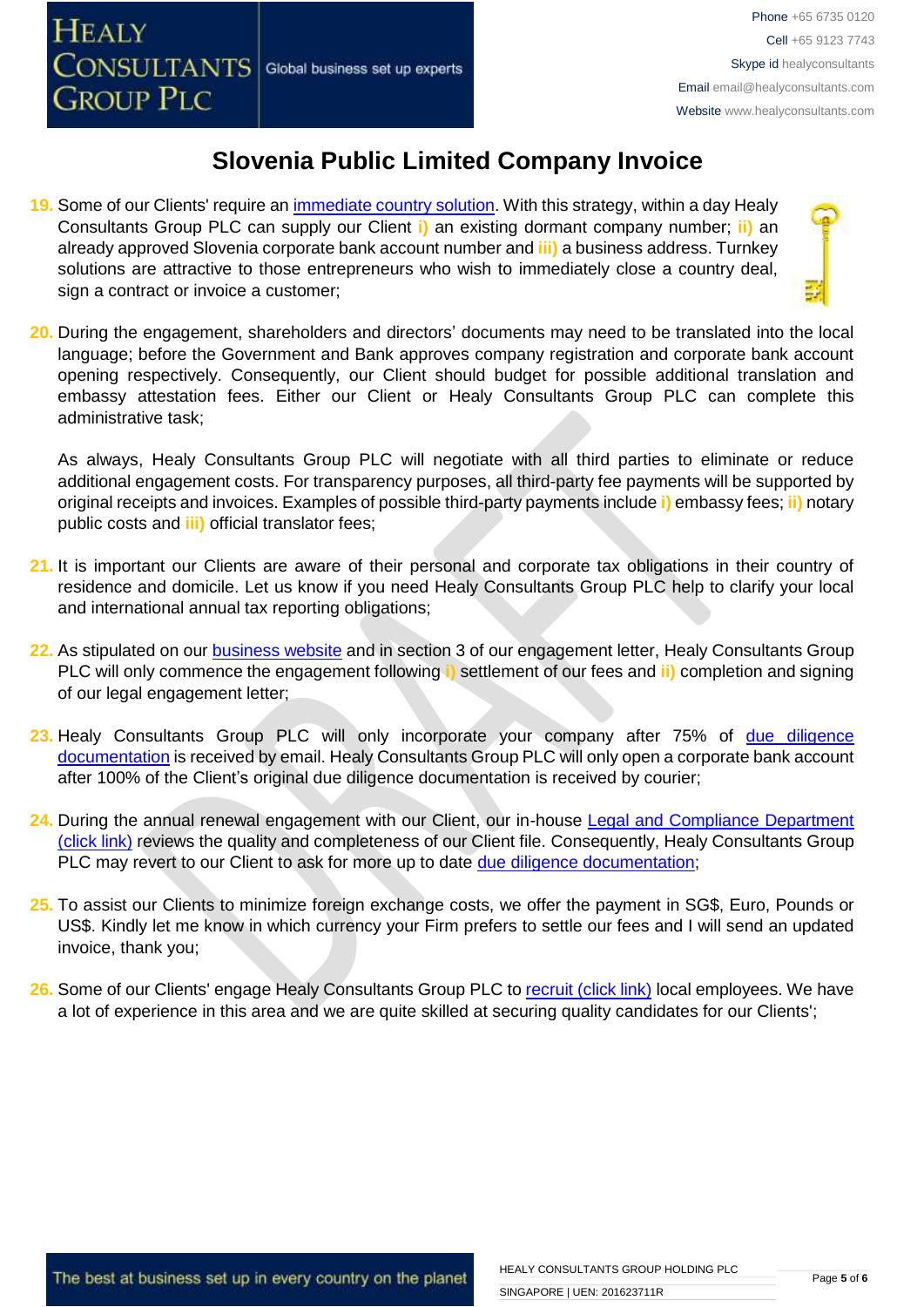# Slovenia Public Limited Company Invoice

19. Some of our Clients' require an immediate country solution. With this strategy, within a day Healy Consultants Group PLC can supply our Client **i)** an existing dormant company number; **ii)** an already approved Slovenia corporate bank account number and **iii)** a business address. Turnkey solutions are attractive to those entrepreneurs who wish to immediately close a country deal, sign a contract or invoice a customer;

20. During the engagement, shareholders and directors' documents may need to be translated into the local language; before the Government and Bank approves company registration and corporate bank account opening respectively. Consequently, our Client should budget for possible additional translation and embassy attestation fees. Either our Client or Healy Consultants Group PLC can complete this administrative task;

    As always, Healy Consultants Group PLC will negotiate with all third parties to eliminate or reduce additional engagement costs. For transparency purposes, all third-party fee payments will be supported by original receipts and invoices. Examples of possible third-party payments include **i)** embassy fees; **ii)** notary public costs and **iii)** official translator fees;

21. It is important our Clients are aware of their personal and corporate tax obligations in their country of residence and domicile. Let us know if you need Healy Consultants Group PLC help to clarify your local and international annual tax reporting obligations;

22. As stipulated on our business website and in section 3 of our engagement letter, Healy Consultants Group PLC will only commence the engagement following **i)** settlement of our fees and **ii)** completion and signing of our legal engagement letter;

23. Healy Consultants Group PLC will only incorporate your company after 75% of due diligence documentation is received by email. Healy Consultants Group PLC will only open a corporate bank account after 100% of the Client's original due diligence documentation is received by courier;

24. During the annual renewal engagement with our Client, our in-house Legal and Compliance Department (click link) reviews the quality and completeness of our Client file. Consequently, Healy Consultants Group PLC may revert to our Client to ask for more up to date due diligence documentation;

25. To assist our Clients to minimize foreign exchange costs, we offer the payment in SG$, Euro, Pounds or US$. Kindly let me know in which currency your Firm prefers to settle our fees and I will send an updated invoice, thank you;

26. Some of our Clients' engage Healy Consultants Group PLC to recruit (click link) local employees. We have a lot of experience in this area and we are quite skilled at securing quality candidates for our Clients';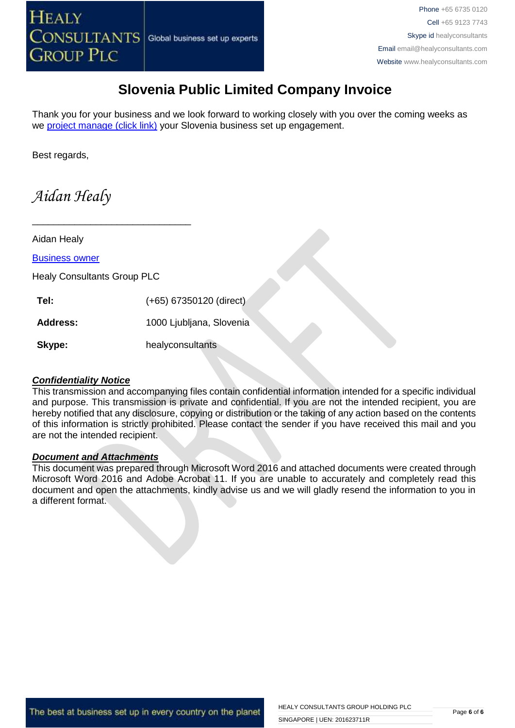# Slovenia Public Limited Company Invoice

Thank you for your business and we look forward to working closely with you over the coming weeks as we [project manage (click link)] your Slovenia business set up engagement.

Best regards,

*Aidan Healy*

______________________________

Aidan Healy

[Business owner]

Healy Consultants Group PLC

| | |
|---|---|
| **Tel:** | (+65) 67350120 (direct) |
| **Address:** | 1000 Ljubljana, Slovenia |
| **Skype:** | healyconsultants |

***Confidentiality Notice***

This transmission and accompanying files contain confidential information intended for a specific individual and purpose. This transmission is private and confidential. If you are not the intended recipient, you are hereby notified that any disclosure, copying or distribution or the taking of any action based on the contents of this information is strictly prohibited. Please contact the sender if you have received this mail and you are not the intended recipient.

***Document and Attachments***

This document was prepared through Microsoft Word 2016 and attached documents were created through Microsoft Word 2016 and Adobe Acrobat 11. If you are unable to accurately and completely read this document and open the attachments, kindly advise us and we will gladly resend the information to you in a different format.